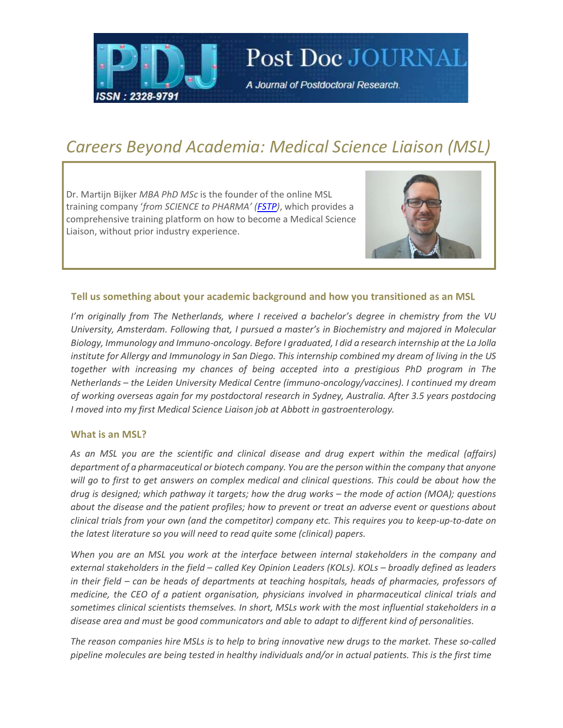# Careers Beyond Academia: Medical Science Liaison (MSL)

Dr. Martijn Bijker *MBA PhD MSc* is the founder of the online MSL training company '*from SCIENCE to PHARMA' (FSTP)*, which provides a comprehensive training platform on how to become a Medical Science Liaison, without prior industry experience.

### Tell us something about your academic background and how you transitioned as an MSL

*I'm originally from The Netherlands, where I received a bachelor's degree in chemistry from the VU University, Amsterdam. Following that, I pursued a master's in Biochemistry and majored in Molecular Biology, Immunology and Immuno-oncology. Before I graduated, I did a research internship at the La Jolla institute for Allergy and Immunology in San Diego. This internship combined my dream of living in the US together with increasing my chances of being accepted into a prestigious PhD program in The Netherlands – the Leiden University Medical Centre (immuno-oncology/vaccines). I continued my dream of working overseas again for my postdoctoral research in Sydney, Australia. After 3.5 years postdocing I moved into my first Medical Science Liaison job at Abbott in gastroenterology.*

### What is an MSL?

*As an MSL you are the scientific and clinical disease and drug expert within the medical (affairs) department of a pharmaceutical or biotech company. You are the person within the company that anyone will go to first to get answers on complex medical and clinical questions. This could be about how the drug is designed; which pathway it targets; how the drug works – the mode of action (MOA); questions about the disease and the patient profiles; how to prevent or treat an adverse event or questions about clinical trials from your own (and the competitor) company etc. This requires you to keep-up-to-date on the latest literature so you will need to read quite some (clinical) papers.*

*When you are an MSL you work at the interface between internal stakeholders in the company and external stakeholders in the field – called Key Opinion Leaders (KOLs). KOLs – broadly defined as leaders in their field – can be heads of departments at teaching hospitals, heads of pharmacies, professors of medicine, the CEO of a patient organisation, physicians involved in pharmaceutical clinical trials and sometimes clinical scientists themselves. In short, MSLs work with the most influential stakeholders in a disease area and must be good communicators and able to adapt to different kind of personalities.*

*The reason companies hire MSLs is to help to bring innovative new drugs to the market. These so-called pipeline molecules are being tested in healthy individuals and/or in actual patients. This is the first time*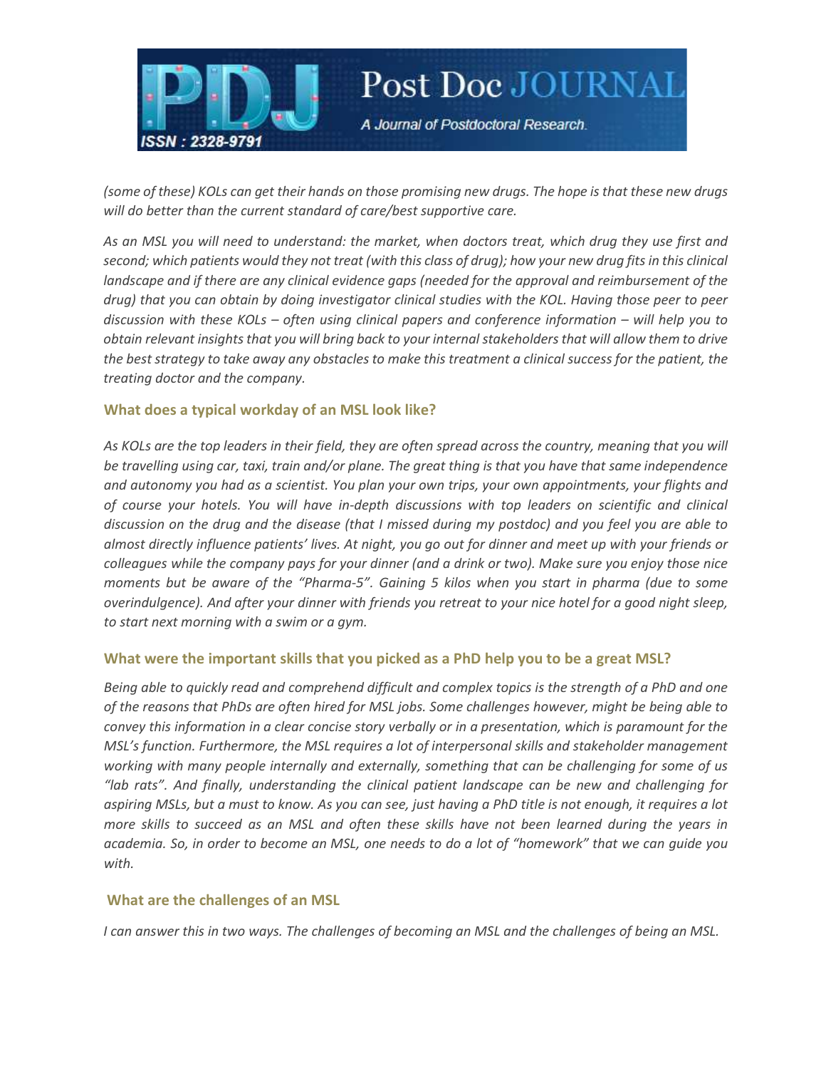*(some of these) KOLs can get their hands on those promising new drugs. The hope is that these new drugs will do better than the current standard of care/best supportive care.*

*As an MSL you will need to understand: the market, when doctors treat, which drug they use first and second; which patients would they not treat (with this class of drug); how your new drug fits in this clinical landscape and if there are any clinical evidence gaps (needed for the approval and reimbursement of the drug) that you can obtain by doing investigator clinical studies with the KOL. Having those peer to peer discussion with these KOLs – often using clinical papers and conference information – will help you to obtain relevant insights that you will bring back to your internal stakeholders that will allow them to drive the best strategy to take away any obstacles to make this treatment a clinical success for the patient, the treating doctor and the company.*

### What does a typical workday of an MSL look like?

*As KOLs are the top leaders in their field, they are often spread across the country, meaning that you will be travelling using car, taxi, train and/or plane. The great thing is that you have that same independence and autonomy you had as a scientist. You plan your own trips, your own appointments, your flights and of course your hotels. You will have in-depth discussions with top leaders on scientific and clinical discussion on the drug and the disease (that I missed during my postdoc) and you feel you are able to almost directly influence patients' lives. At night, you go out for dinner and meet up with your friends or colleagues while the company pays for your dinner (and a drink or two). Make sure you enjoy those nice moments but be aware of the "Pharma-5". Gaining 5 kilos when you start in pharma (due to some overindulgence). And after your dinner with friends you retreat to your nice hotel for a good night sleep, to start next morning with a swim or a gym.*

### What were the important skills that you picked as a PhD help you to be a great MSL?

*Being able to quickly read and comprehend difficult and complex topics is the strength of a PhD and one of the reasons that PhDs are often hired for MSL jobs. Some challenges however, might be being able to convey this information in a clear concise story verbally or in a presentation, which is paramount for the MSL's function. Furthermore, the MSL requires a lot of interpersonal skills and stakeholder management working with many people internally and externally, something that can be challenging for some of us "lab rats". And finally, understanding the clinical patient landscape can be new and challenging for aspiring MSLs, but a must to know. As you can see, just having a PhD title is not enough, it requires a lot more skills to succeed as an MSL and often these skills have not been learned during the years in academia. So, in order to become an MSL, one needs to do a lot of "homework" that we can guide you with.*

### What are the challenges of an MSL

*I can answer this in two ways. The challenges of becoming an MSL and the challenges of being an MSL.*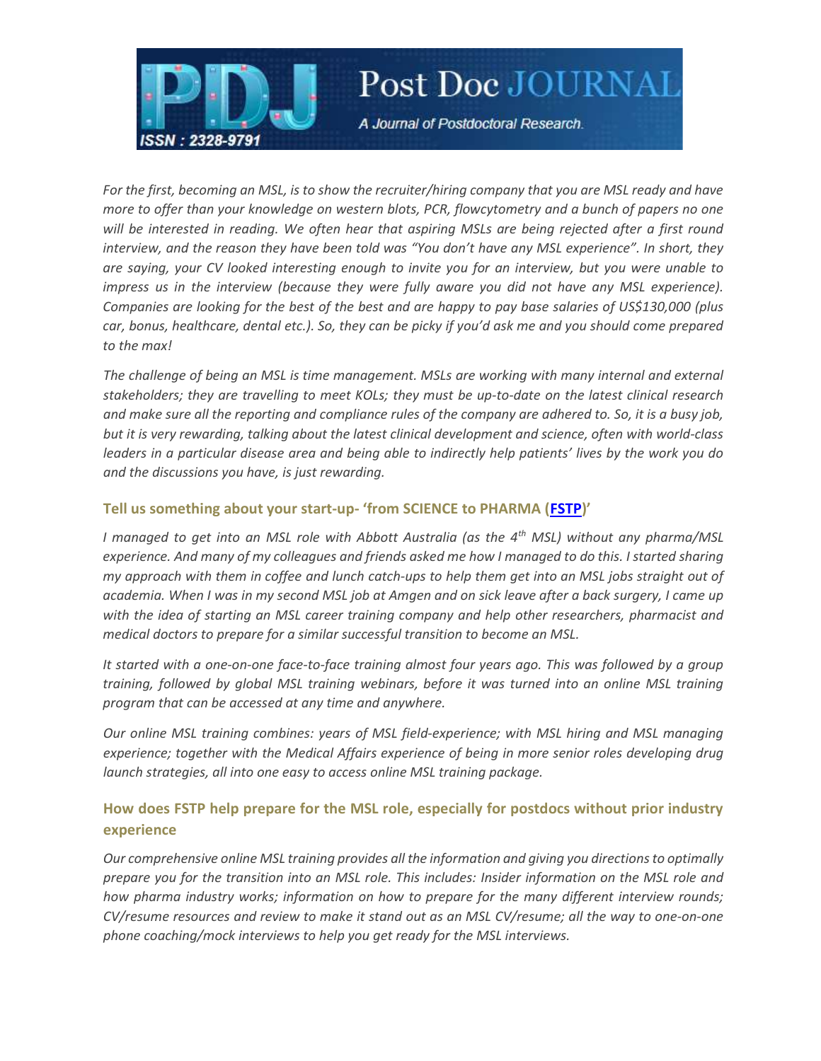*For the first, becoming an MSL, is to show the recruiter/hiring company that you are MSL ready and have more to offer than your knowledge on western blots, PCR, flowcytometry and a bunch of papers no one will be interested in reading. We often hear that aspiring MSLs are being rejected after a first round interview, and the reason they have been told was "You don't have any MSL experience". In short, they are saying, your CV looked interesting enough to invite you for an interview, but you were unable to impress us in the interview (because they were fully aware you did not have any MSL experience). Companies are looking for the best of the best and are happy to pay base salaries of US$130,000 (plus car, bonus, healthcare, dental etc.). So, they can be picky if you'd ask me and you should come prepared to the max!*

*The challenge of being an MSL is time management. MSLs are working with many internal and external stakeholders; they are travelling to meet KOLs; they must be up-to-date on the latest clinical research and make sure all the reporting and compliance rules of the company are adhered to. So, it is a busy job, but it is very rewarding, talking about the latest clinical development and science, often with world-class leaders in a particular disease area and being able to indirectly help patients' lives by the work you do and the discussions you have, is just rewarding.*

### Tell us something about your start-up- 'from SCIENCE to PHARMA (FSTP)'

*I managed to get into an MSL role with Abbott Australia (as the 4th MSL) without any pharma/MSL experience. And many of my colleagues and friends asked me how I managed to do this. I started sharing my approach with them in coffee and lunch catch-ups to help them get into an MSL jobs straight out of academia. When I was in my second MSL job at Amgen and on sick leave after a back surgery, I came up with the idea of starting an MSL career training company and help other researchers, pharmacist and medical doctors to prepare for a similar successful transition to become an MSL.*

*It started with a one-on-one face-to-face training almost four years ago. This was followed by a group training, followed by global MSL training webinars, before it was turned into an online MSL training program that can be accessed at any time and anywhere.*

*Our online MSL training combines: years of MSL field-experience; with MSL hiring and MSL managing experience; together with the Medical Affairs experience of being in more senior roles developing drug launch strategies, all into one easy to access online MSL training package.*

### How does FSTP help prepare for the MSL role, especially for postdocs without prior industry experience

*Our comprehensive online MSL training provides all the information and giving you directions to optimally prepare you for the transition into an MSL role. This includes: Insider information on the MSL role and how pharma industry works; information on how to prepare for the many different interview rounds; CV/resume resources and review to make it stand out as an MSL CV/resume; all the way to one-on-one phone coaching/mock interviews to help you get ready for the MSL interviews.*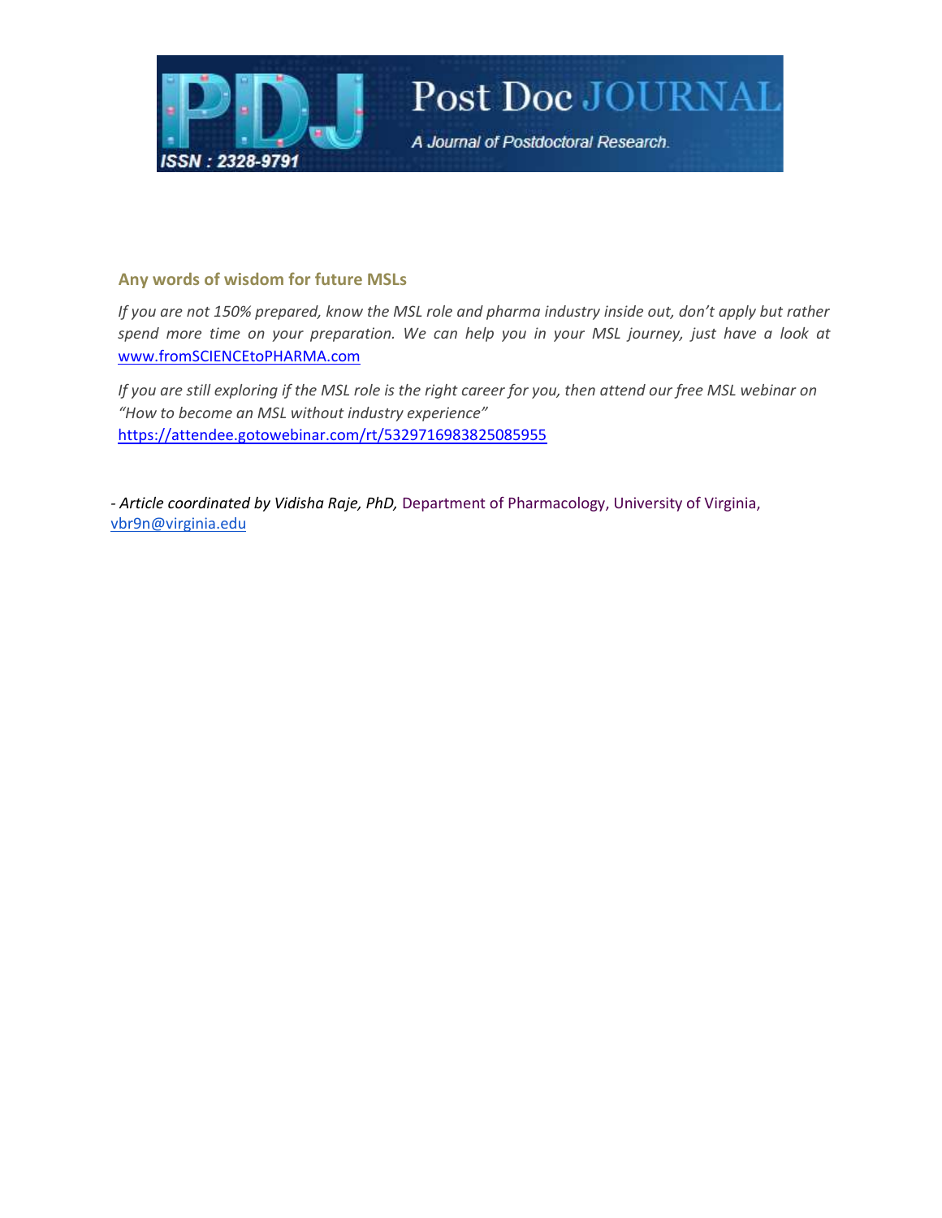### Any words of wisdom for future MSLs

*If you are not 150% prepared, know the MSL role and pharma industry inside out, don't apply but rather spend more time on your preparation. We can help you in your MSL journey, just have a look at* www.fromSCIENCEtoPHARMA.com

*If you are still exploring if the MSL role is the right career for you, then attend our free MSL webinar on "How to become an MSL without industry experience"* https://attendee.gotowebinar.com/rt/5329716983825085955

*- Article coordinated by Vidisha Raje, PhD,* Department of Pharmacology, University of Virginia, vbr9n@virginia.edu